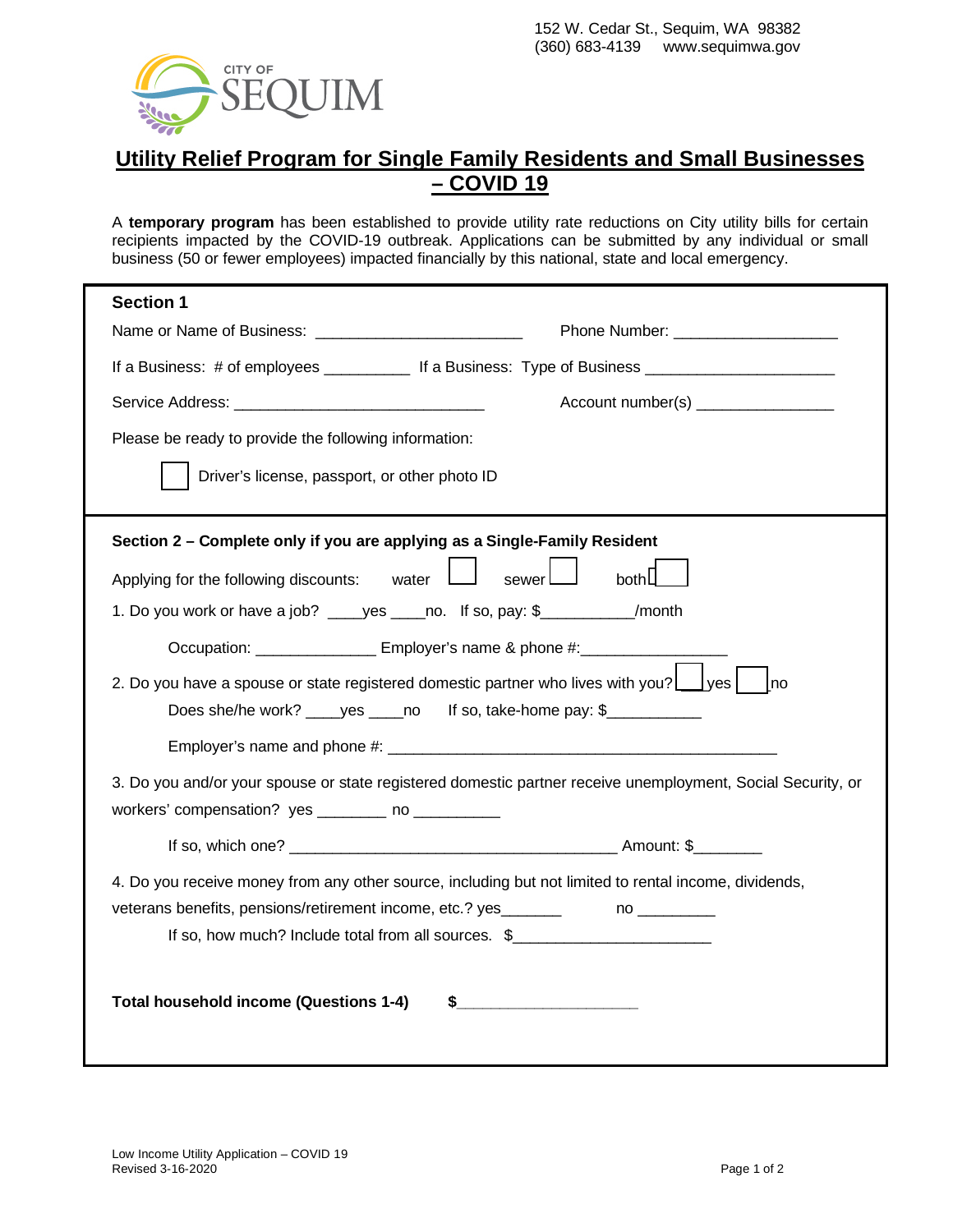152 W. Cedar St., Sequim, WA 98382
(360) 683-4139 www.sequimwa.gov

CITY OF SEQUIM

# Utility Relief Program for Single Family Residents and Small Businesses – COVID 19

A **temporary program** has been established to provide utility rate reductions on City utility bills for certain recipients impacted by the COVID-19 outbreak. Applications can be submitted by any individual or small business (50 or fewer employees) impacted financially by this national, state and local emergency.

## Section 1

Name or Name of Business: ________________________ Phone Number: ___________________

If a Business: # of employees __________ If a Business: Type of Business ______________________

Service Address: _____________________________ Account number(s) ________________

Please be ready to provide the following information:

☐ Driver's license, passport, or other photo ID

## Section 2 – Complete only if you are applying as a Single-Family Resident

Applying for the following discounts: water ☐ sewer ☐ both ☐

1. Do you work or have a job? ____yes ____no. If so, pay: $__________/month

   Occupation: _____________ Employer's name & phone #:________________

2. Do you have a spouse or state registered domestic partner who lives with you? ☐ yes ☐ no

   Does she/he work? ____yes ____no If so, take-home pay: $__________

   Employer's name and phone #: ______________________________________________

3. Do you and/or your spouse or state registered domestic partner receive unemployment, Social Security, or workers' compensation? yes ________ no __________

   If so, which one? ______________________________________ Amount: $_______

4. Do you receive money from any other source, including but not limited to rental income, dividends, veterans benefits, pensions/retirement income, etc.? yes_______ no _________

   If so, how much? Include total from all sources. $______________________

**Total household income (Questions 1-4) $_____________________**

Low Income Utility Application – COVID 19
Revised 3-16-2020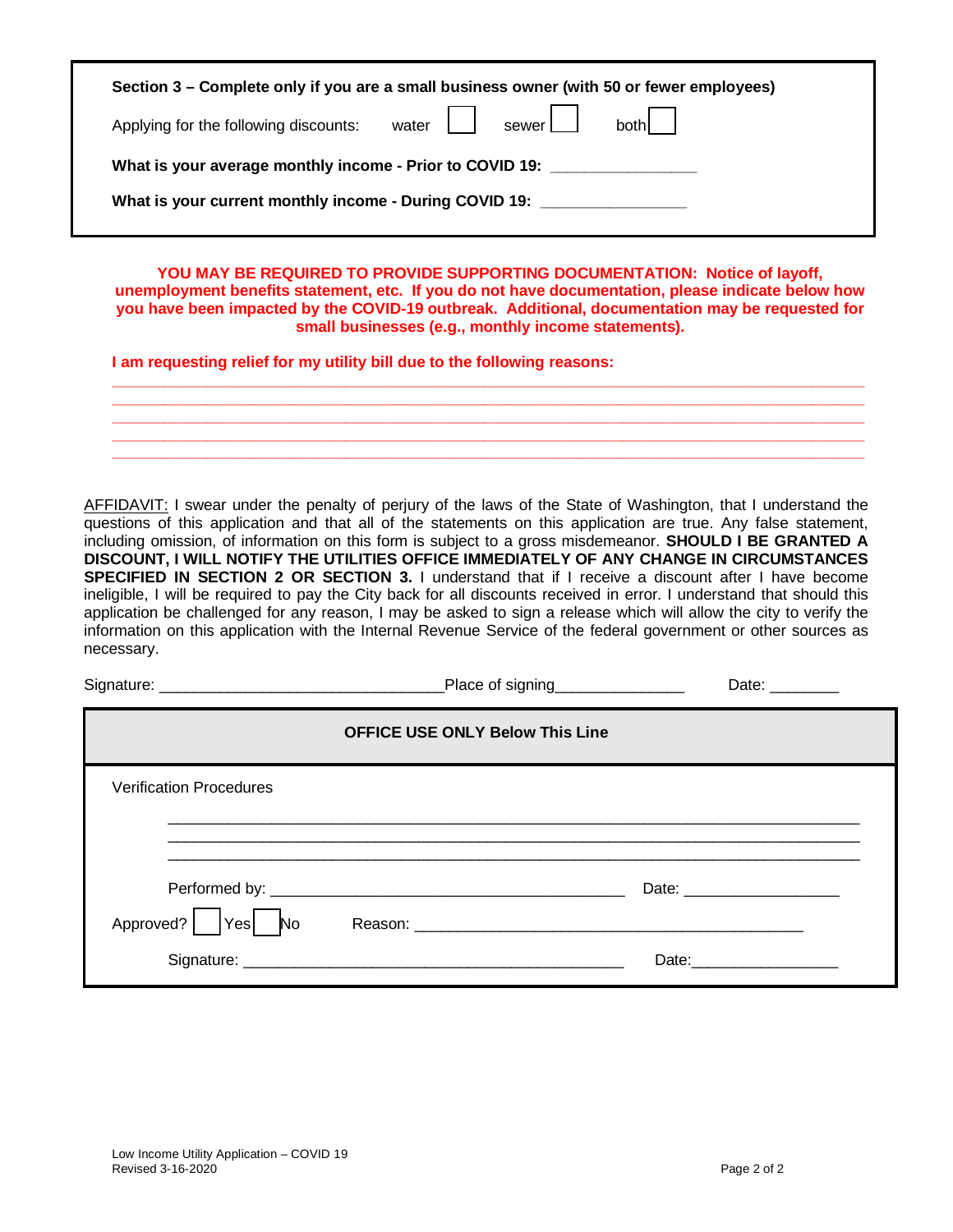**Section 3 – Complete only if you are a small business owner (with 50 or fewer employees)**

Applying for the following discounts: water ☐ sewer ☐ both ☐

**What is your average monthly income - Prior to COVID 19:** ________________

**What is your current monthly income - During COVID 19:** ________________

**YOU MAY BE REQUIRED TO PROVIDE SUPPORTING DOCUMENTATION: Notice of layoff, unemployment benefits statement, etc. If you do not have documentation, please indicate below how you have been impacted by the COVID-19 outbreak. Additional, documentation may be requested for small businesses (e.g., monthly income statements).**

**I am requesting relief for my utility bill due to the following reasons:**

_______________________________________________________________________________
_______________________________________________________________________________
_______________________________________________________________________________
_______________________________________________________________________________
_______________________________________________________________________________

AFFIDAVIT: I swear under the penalty of perjury of the laws of the State of Washington, that I understand the questions of this application and that all of the statements on this application are true. Any false statement, including omission, of information on this form is subject to a gross misdemeanor. **SHOULD I BE GRANTED A DISCOUNT, I WILL NOTIFY THE UTILITIES OFFICE IMMEDIATELY OF ANY CHANGE IN CIRCUMSTANCES SPECIFIED IN SECTION 2 OR SECTION 3.** I understand that if I receive a discount after I have become ineligible, I will be required to pay the City back for all discounts received in error. I understand that should this application be challenged for any reason, I may be asked to sign a release which will allow the city to verify the information on this application with the Internal Revenue Service of the federal government or other sources as necessary.

Signature: ________________________________Place of signing______________ Date: ________

**OFFICE USE ONLY Below This Line**

Verification Procedures

_______________________________________________________________________________
_______________________________________________________________________________
_______________________________________________________________________________

Performed by: ________________________________________ Date: _________________

Approved? ☐ Yes ☐ No Reason: ____________________________________________

Signature: __________________________________________ Date:________________

Low Income Utility Application – COVID 19
Revised 3-16-2020